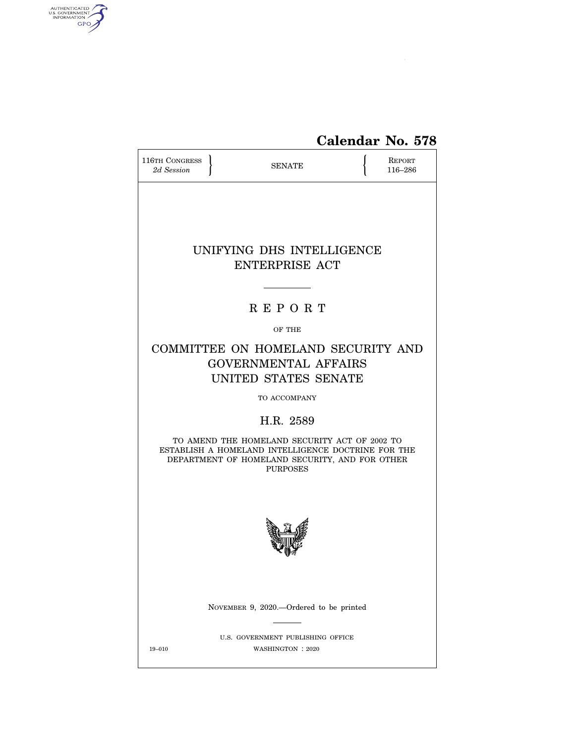**Calendar No. 578**

116TH CONGRESS
*2d Session*

SENATE

REPORT
116–286

# UNIFYING DHS INTELLIGENCE ENTERPRISE ACT

## R E P O R T

OF THE

## COMMITTEE ON HOMELAND SECURITY AND GOVERNMENTAL AFFAIRS UNITED STATES SENATE

TO ACCOMPANY

## H.R. 2589

TO AMEND THE HOMELAND SECURITY ACT OF 2002 TO ESTABLISH A HOMELAND INTELLIGENCE DOCTRINE FOR THE DEPARTMENT OF HOMELAND SECURITY, AND FOR OTHER PURPOSES

NOVEMBER 9, 2020.—Ordered to be printed

U.S. GOVERNMENT PUBLISHING OFFICE

19–010 WASHINGTON : 2020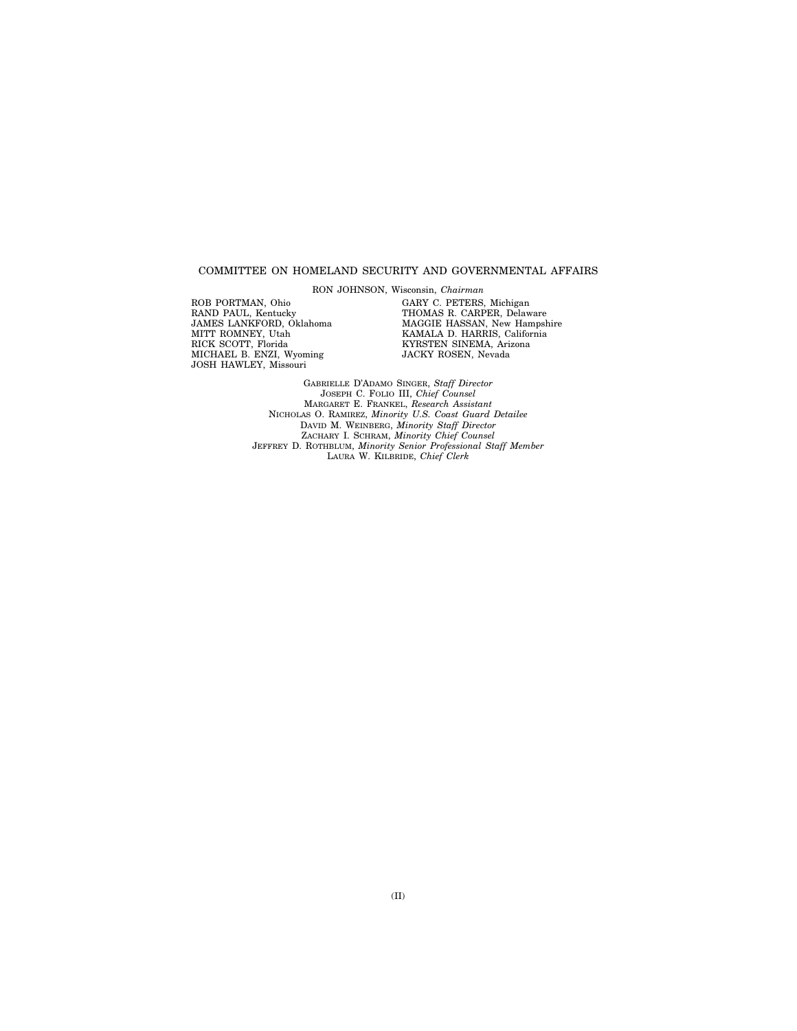COMMITTEE ON HOMELAND SECURITY AND GOVERNMENTAL AFFAIRS

RON JOHNSON, Wisconsin, *Chairman*

ROB PORTMAN, Ohio
RAND PAUL, Kentucky
JAMES LANKFORD, Oklahoma
MITT ROMNEY, Utah
RICK SCOTT, Florida
MICHAEL B. ENZI, Wyoming
JOSH HAWLEY, Missouri

GARY C. PETERS, Michigan
THOMAS R. CARPER, Delaware
MAGGIE HASSAN, New Hampshire
KAMALA D. HARRIS, California
KYRSTEN SINEMA, Arizona
JACKY ROSEN, Nevada

GABRIELLE D'ADAMO SINGER, *Staff Director*
JOSEPH C. FOLIO III, *Chief Counsel*
MARGARET E. FRANKEL, *Research Assistant*
NICHOLAS O. RAMIREZ, *Minority U.S. Coast Guard Detailee*
DAVID M. WEINBERG, *Minority Staff Director*
ZACHARY I. SCHRAM, *Minority Chief Counsel*
JEFFREY D. ROTHBLUM, *Minority Senior Professional Staff Member*
LAURA W. KILBRIDE, *Chief Clerk*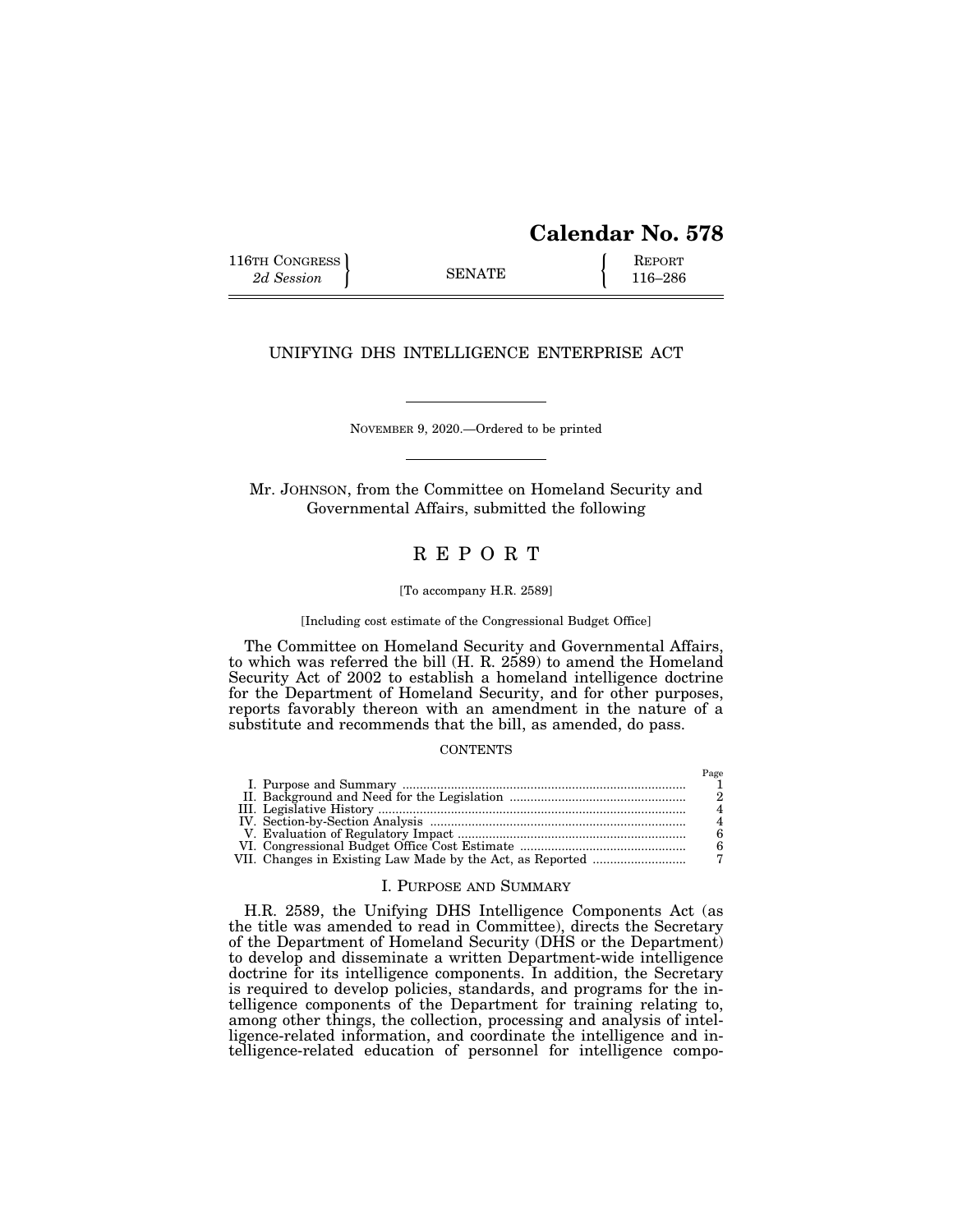# Calendar No. 578

116TH CONGRESS 2d Session | SENATE | REPORT 116–286

## UNIFYING DHS INTELLIGENCE ENTERPRISE ACT

NOVEMBER 9, 2020.—Ordered to be printed

Mr. JOHNSON, from the Committee on Homeland Security and Governmental Affairs, submitted the following

# R E P O R T

[To accompany H.R. 2589]

[Including cost estimate of the Congressional Budget Office]

The Committee on Homeland Security and Governmental Affairs, to which was referred the bill (H. R. 2589) to amend the Homeland Security Act of 2002 to establish a homeland intelligence doctrine for the Department of Homeland Security, and for other purposes, reports favorably thereon with an amendment in the nature of a substitute and recommends that the bill, as amended, do pass.

CONTENTS

| | Page |
|---|---|
| I. Purpose and Summary | 1 |
| II. Background and Need for the Legislation | 2 |
| III. Legislative History | 4 |
| IV. Section-by-Section Analysis | 4 |
| V. Evaluation of Regulatory Impact | 6 |
| VI. Congressional Budget Office Cost Estimate | 6 |
| VII. Changes in Existing Law Made by the Act, as Reported | 7 |

## I. PURPOSE AND SUMMARY

H.R. 2589, the Unifying DHS Intelligence Components Act (as the title was amended to read in Committee), directs the Secretary of the Department of Homeland Security (DHS or the Department) to develop and disseminate a written Department-wide intelligence doctrine for its intelligence components. In addition, the Secretary is required to develop policies, standards, and programs for the intelligence components of the Department for training relating to, among other things, the collection, processing and analysis of intelligence-related information, and coordinate the intelligence and intelligence-related education of personnel for intelligence compo-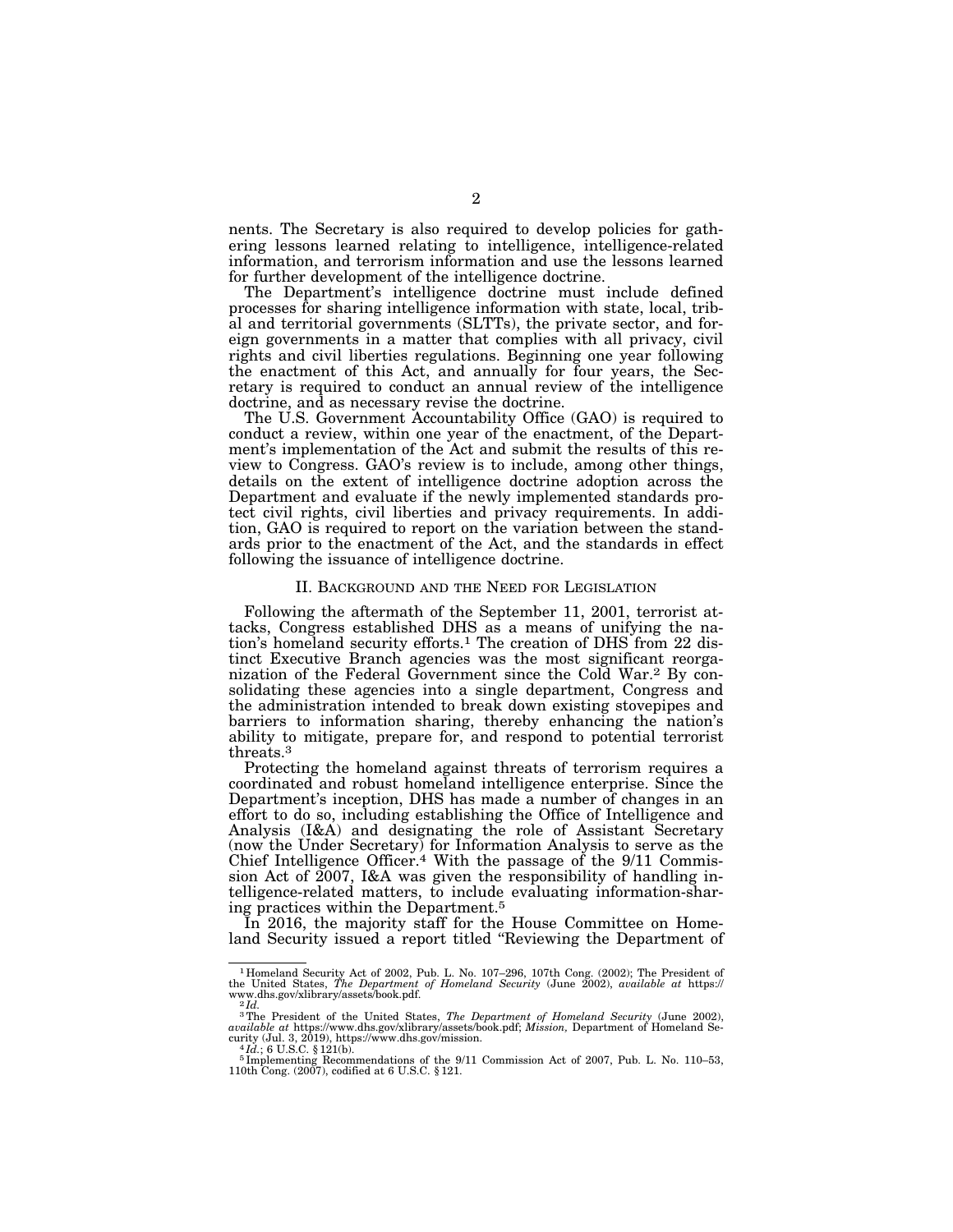nents. The Secretary is also required to develop policies for gathering lessons learned relating to intelligence, intelligence-related information, and terrorism information and use the lessons learned for further development of the intelligence doctrine.

The Department's intelligence doctrine must include defined processes for sharing intelligence information with state, local, tribal and territorial governments (SLTTs), the private sector, and foreign governments in a matter that complies with all privacy, civil rights and civil liberties regulations. Beginning one year following the enactment of this Act, and annually for four years, the Secretary is required to conduct an annual review of the intelligence doctrine, and as necessary revise the doctrine.

The U.S. Government Accountability Office (GAO) is required to conduct a review, within one year of the enactment, of the Department's implementation of the Act and submit the results of this review to Congress. GAO's review is to include, among other things, details on the extent of intelligence doctrine adoption across the Department and evaluate if the newly implemented standards protect civil rights, civil liberties and privacy requirements. In addition, GAO is required to report on the variation between the standards prior to the enactment of the Act, and the standards in effect following the issuance of intelligence doctrine.

## II. Background and the Need for Legislation

Following the aftermath of the September 11, 2001, terrorist attacks, Congress established DHS as a means of unifying the nation's homeland security efforts.[1] The creation of DHS from 22 distinct Executive Branch agencies was the most significant reorganization of the Federal Government since the Cold War.[2] By consolidating these agencies into a single department, Congress and the administration intended to break down existing stovepipes and barriers to information sharing, thereby enhancing the nation's ability to mitigate, prepare for, and respond to potential terrorist threats.[3]

Protecting the homeland against threats of terrorism requires a coordinated and robust homeland intelligence enterprise. Since the Department's inception, DHS has made a number of changes in an effort to do so, including establishing the Office of Intelligence and Analysis (I&A) and designating the role of Assistant Secretary (now the Under Secretary) for Information Analysis to serve as the Chief Intelligence Officer.[4] With the passage of the 9/11 Commission Act of 2007, I&A was given the responsibility of handling intelligence-related matters, to include evaluating information-sharing practices within the Department.[5]

In 2016, the majority staff for the House Committee on Homeland Security issued a report titled "Reviewing the Department of

---

[1] Homeland Security Act of 2002, Pub. L. No. 107–296, 107th Cong. (2002); The President of the United States, *The Department of Homeland Security* (June 2002), *available at* https://www.dhs.gov/xlibrary/assets/book.pdf.

[2] *Id.*

[3] The President of the United States, *The Department of Homeland Security* (June 2002), *available at* https://www.dhs.gov/xlibrary/assets/book.pdf; *Mission,* Department of Homeland Security (Jul. 3, 2019), https://www.dhs.gov/mission.

[4] *Id.*; 6 U.S.C. § 121(b).

[5] Implementing Recommendations of the 9/11 Commission Act of 2007, Pub. L. No. 110–53, 110th Cong. (2007), codified at 6 U.S.C. § 121.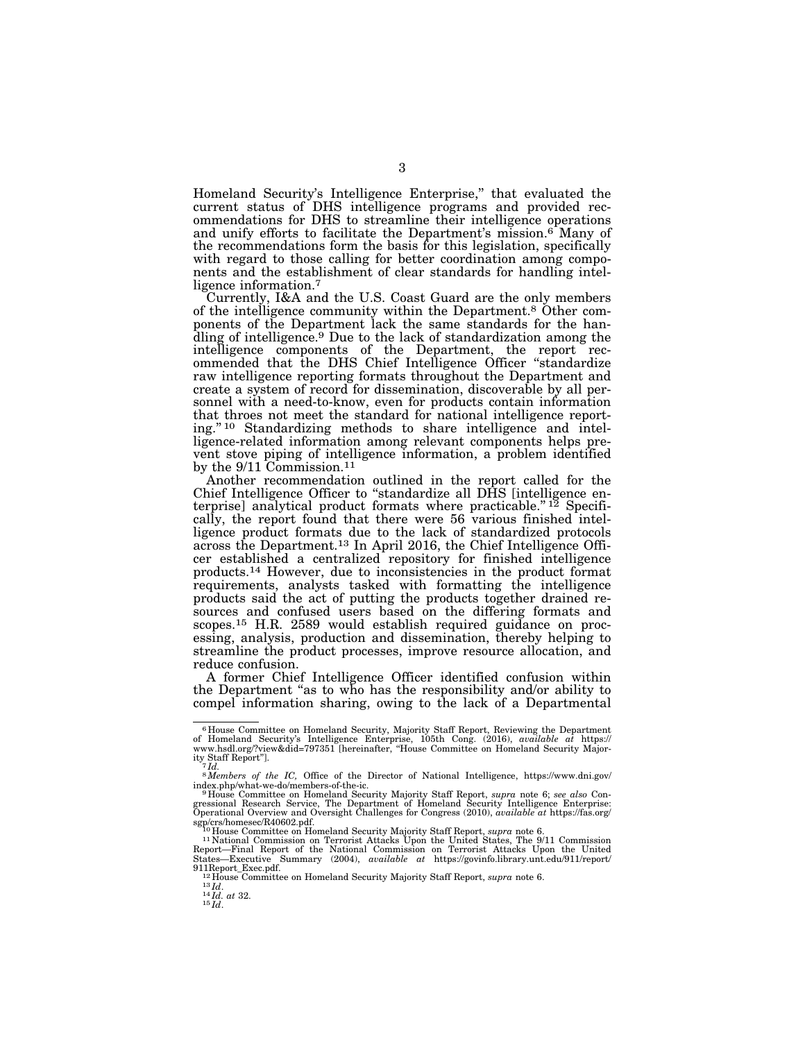Homeland Security's Intelligence Enterprise," that evaluated the current status of DHS intelligence programs and provided recommendations for DHS to streamline their intelligence operations and unify efforts to facilitate the Department's mission.[6] Many of the recommendations form the basis for this legislation, specifically with regard to those calling for better coordination among components and the establishment of clear standards for handling intelligence information.[7]

Currently, I&A and the U.S. Coast Guard are the only members of the intelligence community within the Department.[8] Other components of the Department lack the same standards for the handling of intelligence.[9] Due to the lack of standardization among the intelligence components of the Department, the report recommended that the DHS Chief Intelligence Officer "standardize raw intelligence reporting formats throughout the Department and create a system of record for dissemination, discoverable by all personnel with a need-to-know, even for products contain information that throes not meet the standard for national intelligence reporting."[10] Standardizing methods to share intelligence and intelligence-related information among relevant components helps prevent stove piping of intelligence information, a problem identified by the 9/11 Commission.[11]

Another recommendation outlined in the report called for the Chief Intelligence Officer to "standardize all DHS [intelligence enterprise] analytical product formats where practicable."[12] Specifically, the report found that there were 56 various finished intelligence product formats due to the lack of standardized protocols across the Department.[13] In April 2016, the Chief Intelligence Officer established a centralized repository for finished intelligence products.[14] However, due to inconsistencies in the product format requirements, analysts tasked with formatting the intelligence products said the act of putting the products together drained resources and confused users based on the differing formats and scopes.[15] H.R. 2589 would establish required guidance on processing, analysis, production and dissemination, thereby helping to streamline the product processes, improve resource allocation, and reduce confusion.

A former Chief Intelligence Officer identified confusion within the Department "as to who has the responsibility and/or ability to compel information sharing, owing to the lack of a Departmental

---

[6] House Committee on Homeland Security, Majority Staff Report, Reviewing the Department of Homeland Security's Intelligence Enterprise, 105th Cong. (2016), *available at* https://www.hsdl.org/?view&did=797351 [hereinafter, "House Committee on Homeland Security Majority Staff Report"].

[7] *Id.*

[8] *Members of the IC,* Office of the Director of National Intelligence, https://www.dni.gov/index.php/what-we-do/members-of-the-ic.

[9] House Committee on Homeland Security Majority Staff Report, *supra* note 6; *see also* Congressional Research Service, The Department of Homeland Security Intelligence Enterprise: Operational Overview and Oversight Challenges for Congress (2010), *available at* https://fas.org/sgp/crs/homesec/R40602.pdf.

[10] House Committee on Homeland Security Majority Staff Report, *supra* note 6.

[11] National Commission on Terrorist Attacks Upon the United States, The 9/11 Commission Report—Final Report of the National Commission on Terrorist Attacks Upon the United States—Executive Summary (2004), *available at* https://govinfo.library.unt.edu/911/report/911Report_Exec.pdf.

[12] House Committee on Homeland Security Majority Staff Report, *supra* note 6.

[13] *Id.*

[14] *Id. at* 32.

[15] *Id.*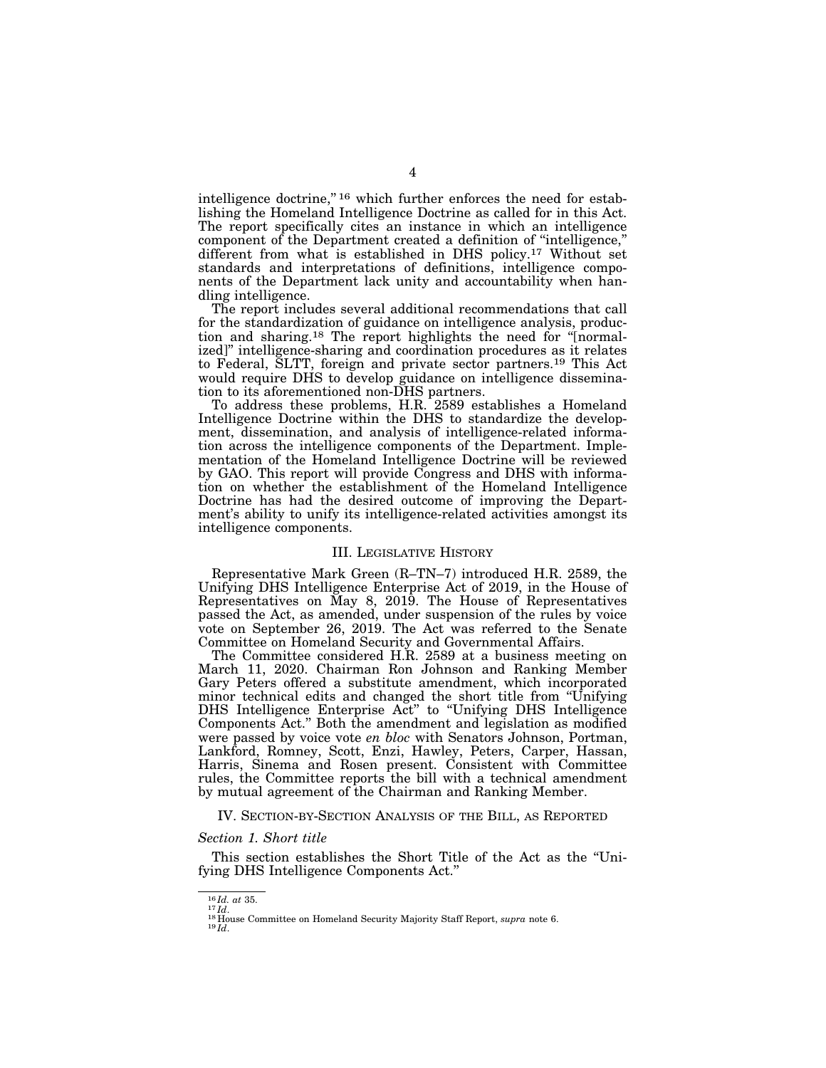intelligence doctrine,"[16] which further enforces the need for establishing the Homeland Intelligence Doctrine as called for in this Act. The report specifically cites an instance in which an intelligence component of the Department created a definition of "intelligence," different from what is established in DHS policy.[17] Without set standards and interpretations of definitions, intelligence components of the Department lack unity and accountability when handling intelligence.

The report includes several additional recommendations that call for the standardization of guidance on intelligence analysis, production and sharing.[18] The report highlights the need for "[normalized]" intelligence-sharing and coordination procedures as it relates to Federal, SLTT, foreign and private sector partners.[19] This Act would require DHS to develop guidance on intelligence dissemination to its aforementioned non-DHS partners.

To address these problems, H.R. 2589 establishes a Homeland Intelligence Doctrine within the DHS to standardize the development, dissemination, and analysis of intelligence-related information across the intelligence components of the Department. Implementation of the Homeland Intelligence Doctrine will be reviewed by GAO. This report will provide Congress and DHS with information on whether the establishment of the Homeland Intelligence Doctrine has had the desired outcome of improving the Department's ability to unify its intelligence-related activities amongst its intelligence components.

## III. Legislative History

Representative Mark Green (R–TN–7) introduced H.R. 2589, the Unifying DHS Intelligence Enterprise Act of 2019, in the House of Representatives on May 8, 2019. The House of Representatives passed the Act, as amended, under suspension of the rules by voice vote on September 26, 2019. The Act was referred to the Senate Committee on Homeland Security and Governmental Affairs.

The Committee considered H.R. 2589 at a business meeting on March 11, 2020. Chairman Ron Johnson and Ranking Member Gary Peters offered a substitute amendment, which incorporated minor technical edits and changed the short title from "Unifying DHS Intelligence Enterprise Act" to "Unifying DHS Intelligence Components Act." Both the amendment and legislation as modified were passed by voice vote *en bloc* with Senators Johnson, Portman, Lankford, Romney, Scott, Enzi, Hawley, Peters, Carper, Hassan, Harris, Sinema and Rosen present. Consistent with Committee rules, the Committee reports the bill with a technical amendment by mutual agreement of the Chairman and Ranking Member.

## IV. Section-by-Section Analysis of the Bill, as Reported

### *Section 1. Short title*

This section establishes the Short Title of the Act as the "Unifying DHS Intelligence Components Act."

---

[16] *Id. at* 35.
[17] *Id*.
[18] House Committee on Homeland Security Majority Staff Report, *supra* note 6.
[19] *Id*.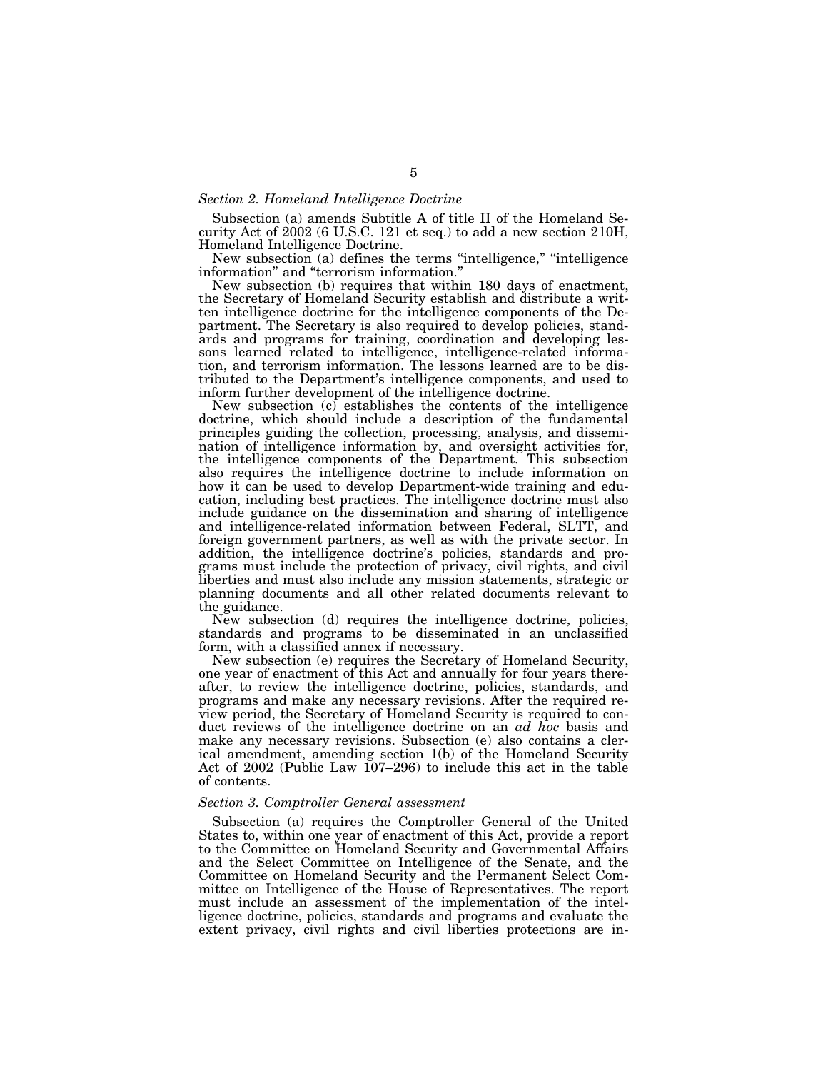### *Section 2. Homeland Intelligence Doctrine*

Subsection (a) amends Subtitle A of title II of the Homeland Security Act of 2002 (6 U.S.C. 121 et seq.) to add a new section 210H, Homeland Intelligence Doctrine.

New subsection (a) defines the terms "intelligence," "intelligence information" and "terrorism information."

New subsection (b) requires that within 180 days of enactment, the Secretary of Homeland Security establish and distribute a written intelligence doctrine for the intelligence components of the Department. The Secretary is also required to develop policies, standards and programs for training, coordination and developing lessons learned related to intelligence, intelligence-related information, and terrorism information. The lessons learned are to be distributed to the Department's intelligence components, and used to inform further development of the intelligence doctrine.

New subsection (c) establishes the contents of the intelligence doctrine, which should include a description of the fundamental principles guiding the collection, processing, analysis, and dissemination of intelligence information by, and oversight activities for, the intelligence components of the Department. This subsection also requires the intelligence doctrine to include information on how it can be used to develop Department-wide training and education, including best practices. The intelligence doctrine must also include guidance on the dissemination and sharing of intelligence and intelligence-related information between Federal, SLTT, and foreign government partners, as well as with the private sector. In addition, the intelligence doctrine's policies, standards and programs must include the protection of privacy, civil rights, and civil liberties and must also include any mission statements, strategic or planning documents and all other related documents relevant to the guidance.

New subsection (d) requires the intelligence doctrine, policies, standards and programs to be disseminated in an unclassified form, with a classified annex if necessary.

New subsection (e) requires the Secretary of Homeland Security, one year of enactment of this Act and annually for four years thereafter, to review the intelligence doctrine, policies, standards, and programs and make any necessary revisions. After the required review period, the Secretary of Homeland Security is required to conduct reviews of the intelligence doctrine on an *ad hoc* basis and make any necessary revisions. Subsection (e) also contains a clerical amendment, amending section 1(b) of the Homeland Security Act of 2002 (Public Law 107–296) to include this act in the table of contents.

### *Section 3. Comptroller General assessment*

Subsection (a) requires the Comptroller General of the United States to, within one year of enactment of this Act, provide a report to the Committee on Homeland Security and Governmental Affairs and the Select Committee on Intelligence of the Senate, and the Committee on Homeland Security and the Permanent Select Committee on Intelligence of the House of Representatives. The report must include an assessment of the implementation of the intelligence doctrine, policies, standards and programs and evaluate the extent privacy, civil rights and civil liberties protections are in-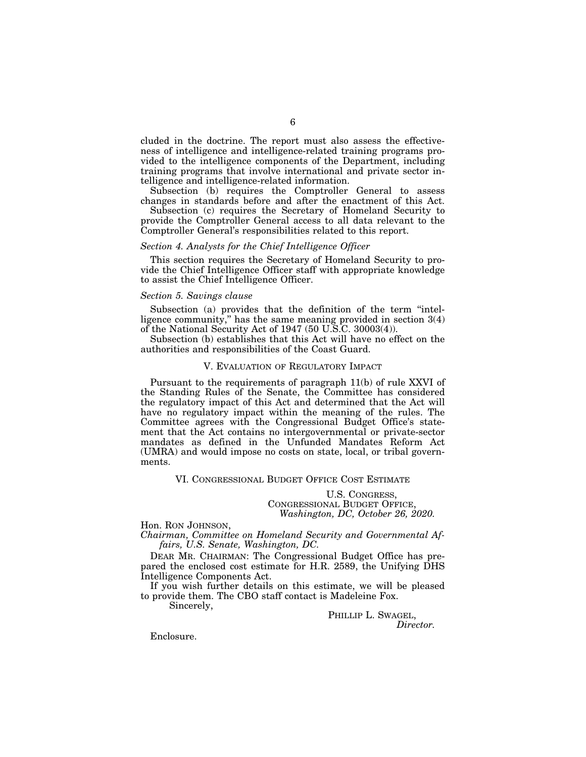cluded in the doctrine. The report must also assess the effectiveness of intelligence and intelligence-related training programs provided to the intelligence components of the Department, including training programs that involve international and private sector intelligence and intelligence-related information.

Subsection (b) requires the Comptroller General to assess changes in standards before and after the enactment of this Act.

Subsection (c) requires the Secretary of Homeland Security to provide the Comptroller General access to all data relevant to the Comptroller General's responsibilities related to this report.

*Section 4. Analysts for the Chief Intelligence Officer*

This section requires the Secretary of Homeland Security to provide the Chief Intelligence Officer staff with appropriate knowledge to assist the Chief Intelligence Officer.

*Section 5. Savings clause*

Subsection (a) provides that the definition of the term "intelligence community," has the same meaning provided in section 3(4) of the National Security Act of 1947 (50 U.S.C. 30003(4)).

Subsection (b) establishes that this Act will have no effect on the authorities and responsibilities of the Coast Guard.

## V. Evaluation of Regulatory Impact

Pursuant to the requirements of paragraph 11(b) of rule XXVI of the Standing Rules of the Senate, the Committee has considered the regulatory impact of this Act and determined that the Act will have no regulatory impact within the meaning of the rules. The Committee agrees with the Congressional Budget Office's statement that the Act contains no intergovernmental or private-sector mandates as defined in the Unfunded Mandates Reform Act (UMRA) and would impose no costs on state, local, or tribal governments.

## VI. Congressional Budget Office Cost Estimate

U.S. Congress,
Congressional Budget Office,
*Washington, DC, October 26, 2020.*

Hon. Ron Johnson,
*Chairman, Committee on Homeland Security and Governmental Affairs, U.S. Senate, Washington, DC.*

Dear Mr. Chairman: The Congressional Budget Office has prepared the enclosed cost estimate for H.R. 2589, the Unifying DHS Intelligence Components Act.

If you wish further details on this estimate, we will be pleased to provide them. The CBO staff contact is Madeleine Fox.

Sincerely,

Phillip L. Swagel,
*Director.*

Enclosure.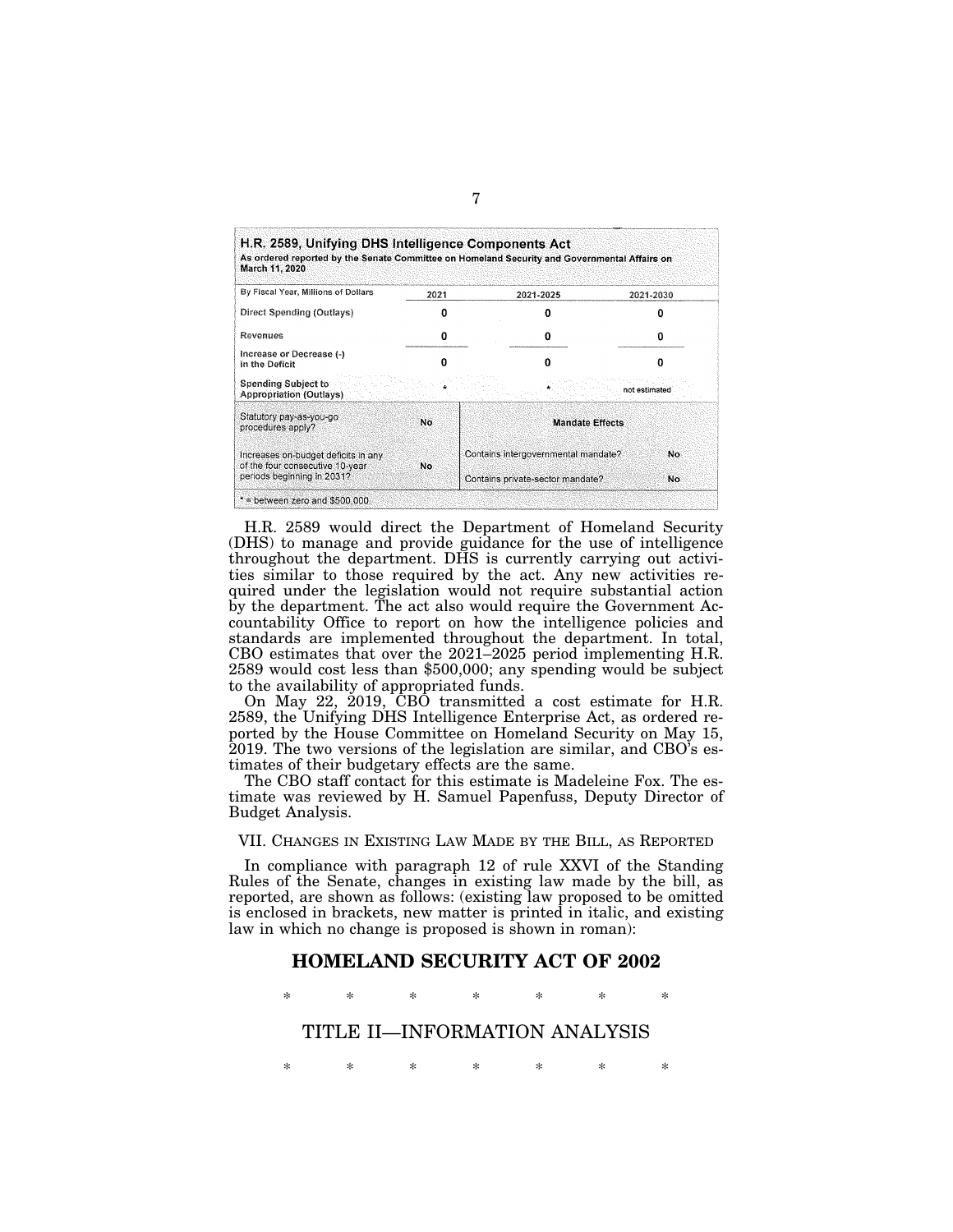| H.R. 2589, Unifying DHS Intelligence Components Act<br>As ordered reported by the Senate Committee on Homeland Security and Governmental Affairs on March 11, 2020 | | | |
|---|---|---|---|
| By Fiscal Year, Millions of Dollars | 2021 | 2021-2025 | 2021-2030 |
| Direct Spending (Outlays) | 0 | 0 | 0 |
| Revenues | 0 | 0 | 0 |
| Increase or Decrease (-) in the Deficit | 0 | 0 | 0 |
| Spending Subject to Appropriation (Outlays) | * | * | not estimated |
| Statutory pay-as-you-go procedures apply? | No | **Mandate Effects** | |
| Increases on-budget deficits in any of the four consecutive 10-year periods beginning in 2031? | No | Contains intergovernmental mandate? | No |
| | | Contains private-sector mandate? | No |
| * = between zero and $500,000 | | | |

H.R. 2589 would direct the Department of Homeland Security (DHS) to manage and provide guidance for the use of intelligence throughout the department. DHS is currently carrying out activities similar to those required by the act. Any new activities required under the legislation would not require substantial action by the department. The act also would require the Government Accountability Office to report on how the intelligence policies and standards are implemented throughout the department. In total, CBO estimates that over the 2021–2025 period implementing H.R. 2589 would cost less than $500,000; any spending would be subject to the availability of appropriated funds.

On May 22, 2019, CBO transmitted a cost estimate for H.R. 2589, the Unifying DHS Intelligence Enterprise Act, as ordered reported by the House Committee on Homeland Security on May 15, 2019. The two versions of the legislation are similar, and CBO's estimates of their budgetary effects are the same.

The CBO staff contact for this estimate is Madeleine Fox. The estimate was reviewed by H. Samuel Papenfuss, Deputy Director of Budget Analysis.

## VII. CHANGES IN EXISTING LAW MADE BY THE BILL, AS REPORTED

In compliance with paragraph 12 of rule XXVI of the Standing Rules of the Senate, changes in existing law made by the bill, as reported, are shown as follows: (existing law proposed to be omitted is enclosed in brackets, new matter is printed in italic, and existing law in which no change is proposed is shown in roman):

# HOMELAND SECURITY ACT OF 2002

\* \* \* \* \* \* \*

## TITLE II—INFORMATION ANALYSIS

\* \* \* \* \* \* \*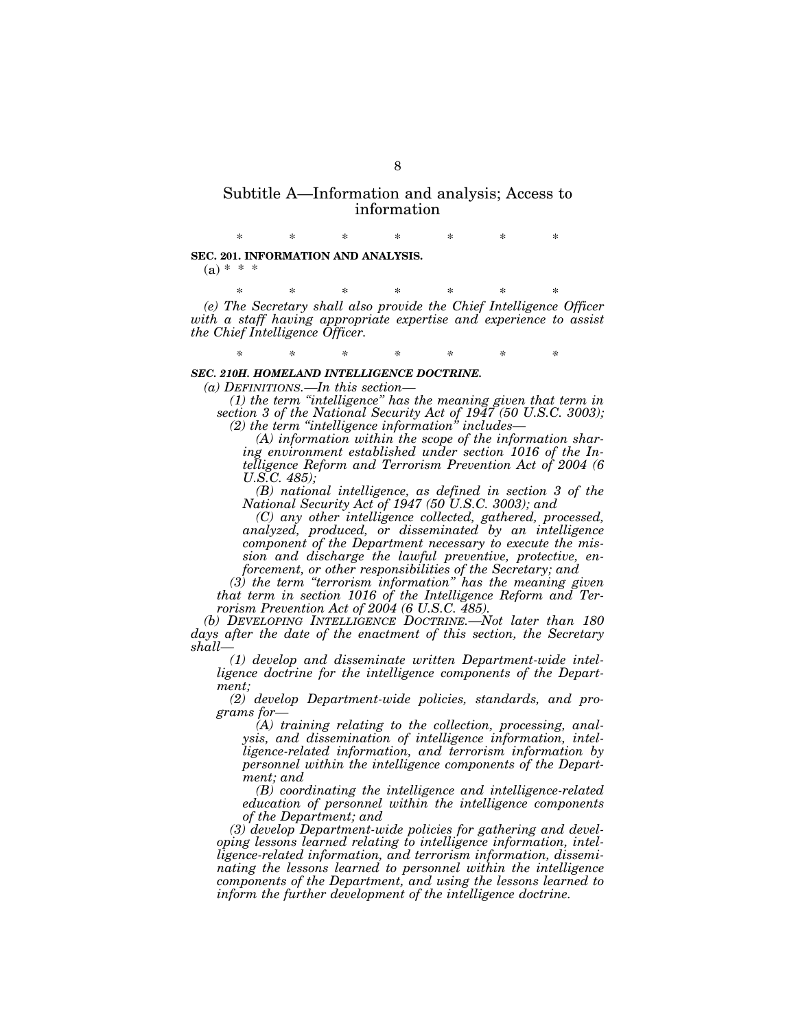## Subtitle A—Information and analysis; Access to information

\* \* \* \* \* \* \*

**SEC. 201. INFORMATION AND ANALYSIS.**

(a) \* \* \*

\* \* \* \* \* \* \*

*(e) The Secretary shall also provide the Chief Intelligence Officer with a staff having appropriate expertise and experience to assist the Chief Intelligence Officer.*

\* \* \* \* \* \* \*

***SEC. 210H. HOMELAND INTELLIGENCE DOCTRINE.***

*(a) DEFINITIONS.—In this section—*

*(1) the term "intelligence" has the meaning given that term in section 3 of the National Security Act of 1947 (50 U.S.C. 3003);*

*(2) the term "intelligence information" includes—*

*(A) information within the scope of the information sharing environment established under section 1016 of the Intelligence Reform and Terrorism Prevention Act of 2004 (6 U.S.C. 485);*

*(B) national intelligence, as defined in section 3 of the National Security Act of 1947 (50 U.S.C. 3003); and*

*(C) any other intelligence collected, gathered, processed, analyzed, produced, or disseminated by an intelligence component of the Department necessary to execute the mission and discharge the lawful preventive, protective, enforcement, or other responsibilities of the Secretary; and*

*(3) the term "terrorism information" has the meaning given that term in section 1016 of the Intelligence Reform and Terrorism Prevention Act of 2004 (6 U.S.C. 485).*

*(b) DEVELOPING INTELLIGENCE DOCTRINE.—Not later than 180 days after the date of the enactment of this section, the Secretary shall—*

*(1) develop and disseminate written Department-wide intelligence doctrine for the intelligence components of the Department;*

*(2) develop Department-wide policies, standards, and programs for—*

*(A) training relating to the collection, processing, analysis, and dissemination of intelligence information, intelligence-related information, and terrorism information by personnel within the intelligence components of the Department; and*

*(B) coordinating the intelligence and intelligence-related education of personnel within the intelligence components of the Department; and*

*(3) develop Department-wide policies for gathering and developing lessons learned relating to intelligence information, intelligence-related information, and terrorism information, disseminating the lessons learned to personnel within the intelligence components of the Department, and using the lessons learned to inform the further development of the intelligence doctrine.*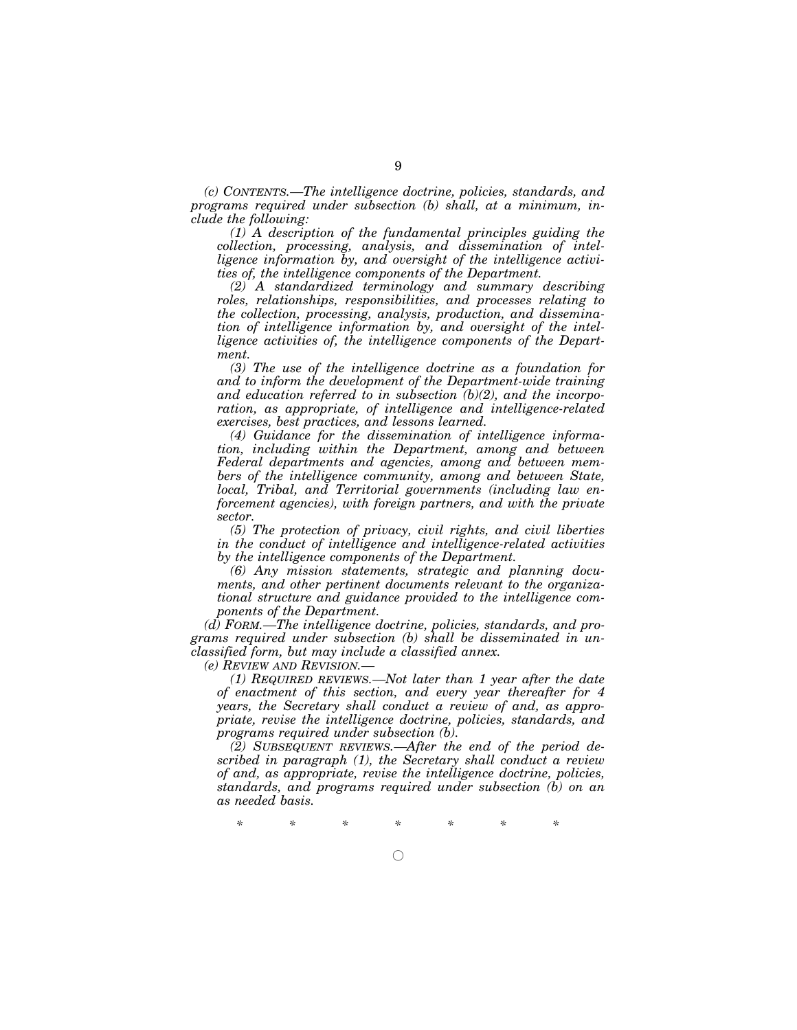*(c) CONTENTS.—The intelligence doctrine, policies, standards, and programs required under subsection (b) shall, at a minimum, include the following:*

*(1) A description of the fundamental principles guiding the collection, processing, analysis, and dissemination of intelligence information by, and oversight of the intelligence activities of, the intelligence components of the Department.*

*(2) A standardized terminology and summary describing roles, relationships, responsibilities, and processes relating to the collection, processing, analysis, production, and dissemination of intelligence information by, and oversight of the intelligence activities of, the intelligence components of the Department.*

*(3) The use of the intelligence doctrine as a foundation for and to inform the development of the Department-wide training and education referred to in subsection (b)(2), and the incorporation, as appropriate, of intelligence and intelligence-related exercises, best practices, and lessons learned.*

*(4) Guidance for the dissemination of intelligence information, including within the Department, among and between Federal departments and agencies, among and between members of the intelligence community, among and between State, local, Tribal, and Territorial governments (including law enforcement agencies), with foreign partners, and with the private sector.*

*(5) The protection of privacy, civil rights, and civil liberties in the conduct of intelligence and intelligence-related activities by the intelligence components of the Department.*

*(6) Any mission statements, strategic and planning documents, and other pertinent documents relevant to the organizational structure and guidance provided to the intelligence components of the Department.*

*(d) FORM.—The intelligence doctrine, policies, standards, and programs required under subsection (b) shall be disseminated in unclassified form, but may include a classified annex.*

*(e) REVIEW AND REVISION.—*

*(1) REQUIRED REVIEWS.—Not later than 1 year after the date of enactment of this section, and every year thereafter for 4 years, the Secretary shall conduct a review of and, as appropriate, revise the intelligence doctrine, policies, standards, and programs required under subsection (b).*

*(2) SUBSEQUENT REVIEWS.—After the end of the period described in paragraph (1), the Secretary shall conduct a review of and, as appropriate, revise the intelligence doctrine, policies, standards, and programs required under subsection (b) on an as needed basis.*

\* \* \* \* \* \* \*

○